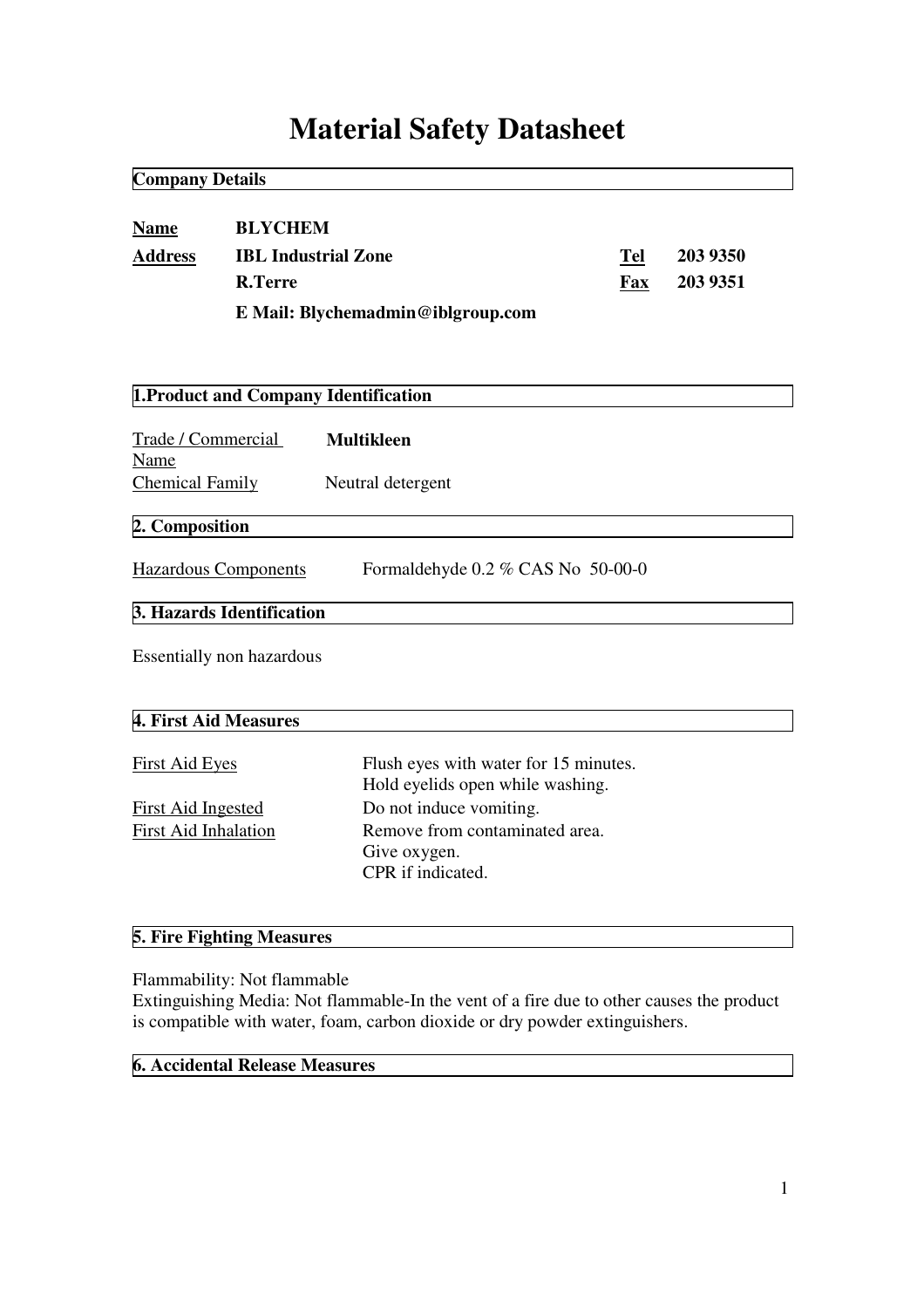# Material Safety Datasheet

## Company Details

| | | | |
|---|---|---|---|
| **Name** | **BLYCHEM** | | |
| **Address** | **IBL Industrial Zone** | **Tel** | **203 9350** |
| | **R.Terre** | **Fax** | **203 9351** |
| | **E Mail: Blychemadmin@iblgroup.com** | | |

## 1.Product and Company Identification

| | |
|---|---|
| Trade / Commercial Name | **Multikleen** |
| Chemical Family | Neutral detergent |

## 2. Composition

Hazardous Components    Formaldehyde 0.2 % CAS No 50-00-0

## 3. Hazards Identification

Essentially non hazardous

## 4. First Aid Measures

| | |
|---|---|
| First Aid Eyes | Flush eyes with water for 15 minutes.<br>Hold eyelids open while washing. |
| First Aid Ingested | Do not induce vomiting. |
| First Aid Inhalation | Remove from contaminated area.<br>Give oxygen.<br>CPR if indicated. |

## 5. Fire Fighting Measures

Flammability: Not flammable
Extinguishing Media: Not flammable-In the vent of a fire due to other causes the product is compatible with water, foam, carbon dioxide or dry powder extinguishers.

## 6. Accidental Release Measures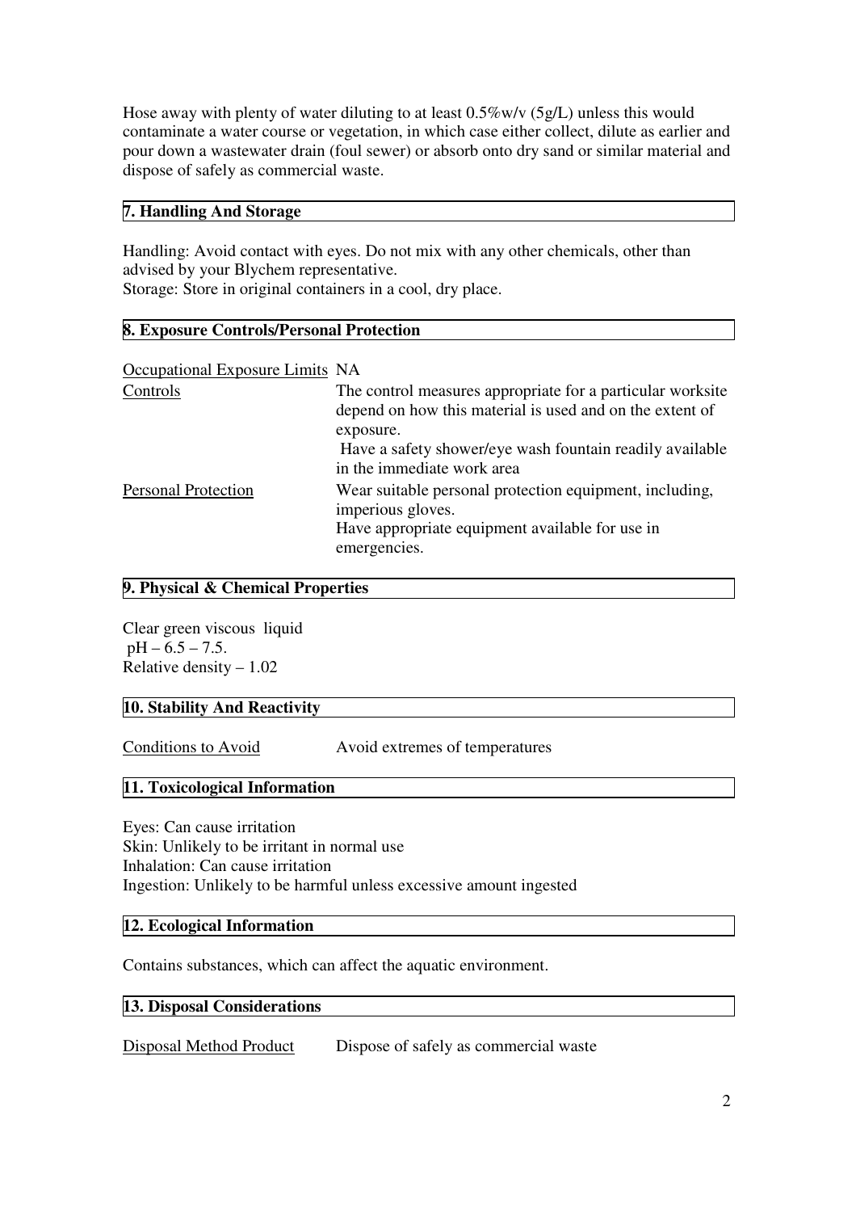Hose away with plenty of water diluting to at least 0.5%w/v (5g/L) unless this would contaminate a water course or vegetation, in which case either collect, dilute as earlier and pour down a wastewater drain (foul sewer) or absorb onto dry sand or similar material and dispose of safely as commercial waste.

## 7. Handling And Storage

Handling: Avoid contact with eyes. Do not mix with any other chemicals, other than advised by your Blychem representative.
Storage: Store in original containers in a cool, dry place.

## 8. Exposure Controls/Personal Protection

| | |
|---|---|
| Occupational Exposure Limits | NA |
| Controls | The control measures appropriate for a particular worksite depend on how this material is used and on the extent of exposure. Have a safety shower/eye wash fountain readily available in the immediate work area |
| Personal Protection | Wear suitable personal protection equipment, including, imperious gloves. Have appropriate equipment available for use in emergencies. |

## 9. Physical & Chemical Properties

Clear green viscous liquid
pH – 6.5 – 7.5.
Relative density – 1.02

## 10. Stability And Reactivity

| | |
|---|---|
| Conditions to Avoid | Avoid extremes of temperatures |

## 11. Toxicological Information

Eyes: Can cause irritation
Skin: Unlikely to be irritant in normal use
Inhalation: Can cause irritation
Ingestion: Unlikely to be harmful unless excessive amount ingested

## 12. Ecological Information

Contains substances, which can affect the aquatic environment.

## 13. Disposal Considerations

| | |
|---|---|
| Disposal Method Product | Dispose of safely as commercial waste |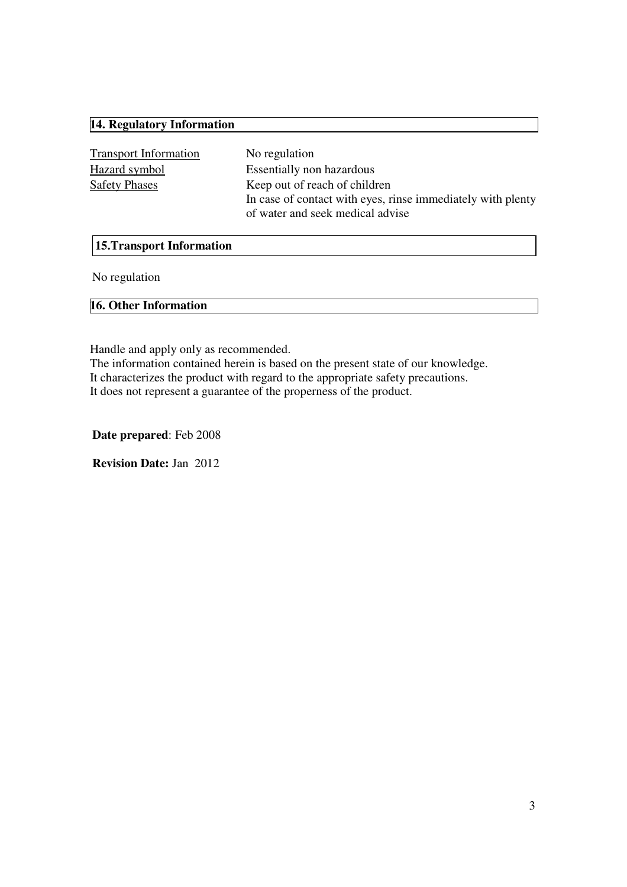## 14. Regulatory Information

| | |
|---|---|
| Transport Information | No regulation |
| Hazard symbol | Essentially non hazardous |
| Safety Phases | Keep out of reach of children<br>In case of contact with eyes, rinse immediately with plenty of water and seek medical advise |

## 15.Transport Information

No regulation

## 16. Other Information

Handle and apply only as recommended.
The information contained herein is based on the present state of our knowledge.
It characterizes the product with regard to the appropriate safety precautions.
It does not represent a guarantee of the properness of the product.

**Date prepared**: Feb 2008

**Revision Date:** Jan 2012